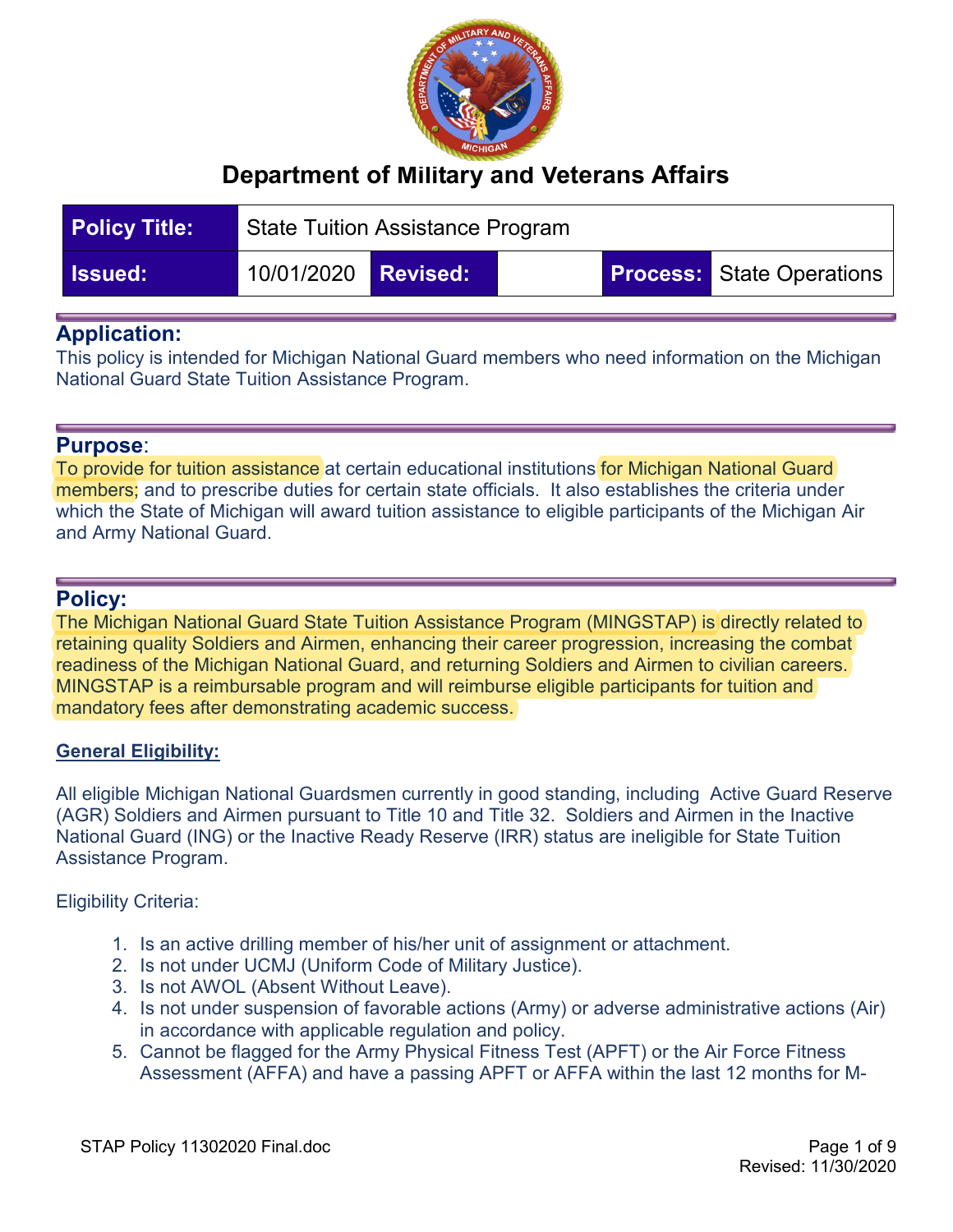# Department of Military and Veterans Affairs

| Policy Title: | State Tuition Assistance Program | | | | |
|---|---|---|---|---|---|
| Issued: | 10/01/2020 | Revised: | | Process: | State Operations |

## Application:

This policy is intended for Michigan National Guard members who need information on the Michigan National Guard State Tuition Assistance Program.

## Purpose:

To provide for tuition assistance at certain educational institutions for Michigan National Guard members; and to prescribe duties for certain state officials. It also establishes the criteria under which the State of Michigan will award tuition assistance to eligible participants of the Michigan Air and Army National Guard.

## Policy:

The Michigan National Guard State Tuition Assistance Program (MINGSTAP) is directly related to retaining quality Soldiers and Airmen, enhancing their career progression, increasing the combat readiness of the Michigan National Guard, and returning Soldiers and Airmen to civilian careers. MINGSTAP is a reimbursable program and will reimburse eligible participants for tuition and mandatory fees after demonstrating academic success.

### General Eligibility:

All eligible Michigan National Guardsmen currently in good standing, including Active Guard Reserve (AGR) Soldiers and Airmen pursuant to Title 10 and Title 32. Soldiers and Airmen in the Inactive National Guard (ING) or the Inactive Ready Reserve (IRR) status are ineligible for State Tuition Assistance Program.

Eligibility Criteria:

1. Is an active drilling member of his/her unit of assignment or attachment.
2. Is not under UCMJ (Uniform Code of Military Justice).
3. Is not AWOL (Absent Without Leave).
4. Is not under suspension of favorable actions (Army) or adverse administrative actions (Air) in accordance with applicable regulation and policy.
5. Cannot be flagged for the Army Physical Fitness Test (APFT) or the Air Force Fitness Assessment (AFFA) and have a passing APFT or AFFA within the last 12 months for M-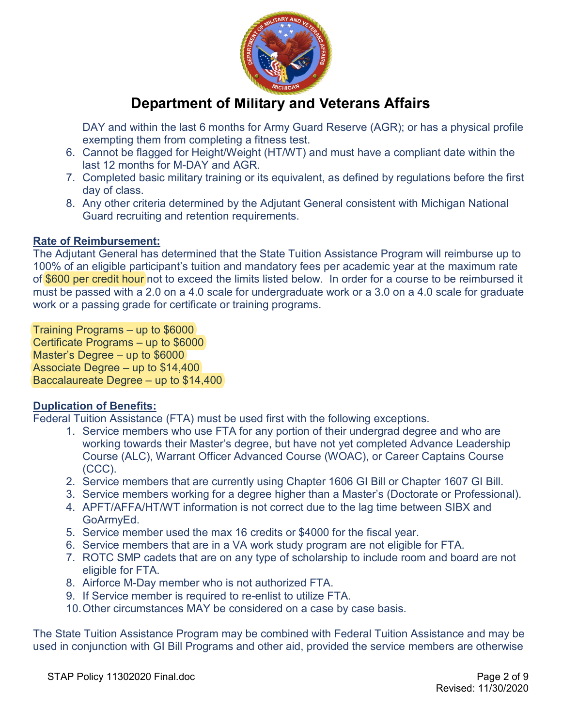DAY and within the last 6 months for Army Guard Reserve (AGR); or has a physical profile exempting them from completing a fitness test.

6. Cannot be flagged for Height/Weight (HT/WT) and must have a compliant date within the last 12 months for M-DAY and AGR.
7. Completed basic military training or its equivalent, as defined by regulations before the first day of class.
8. Any other criteria determined by the Adjutant General consistent with Michigan National Guard recruiting and retention requirements.

**Rate of Reimbursement:**

The Adjutant General has determined that the State Tuition Assistance Program will reimburse up to 100% of an eligible participant's tuition and mandatory fees per academic year at the maximum rate of $600 per credit hour not to exceed the limits listed below. In order for a course to be reimbursed it must be passed with a 2.0 on a 4.0 scale for undergraduate work or a 3.0 on a 4.0 scale for graduate work or a passing grade for certificate or training programs.

Training Programs – up to $6000
Certificate Programs – up to $6000
Master's Degree – up to $6000
Associate Degree – up to $14,400
Baccalaureate Degree – up to $14,400

**Duplication of Benefits:**

Federal Tuition Assistance (FTA) must be used first with the following exceptions.

1. Service members who use FTA for any portion of their undergrad degree and who are working towards their Master's degree, but have not yet completed Advance Leadership Course (ALC), Warrant Officer Advanced Course (WOAC), or Career Captains Course (CCC).
2. Service members that are currently using Chapter 1606 GI Bill or Chapter 1607 GI Bill.
3. Service members working for a degree higher than a Master's (Doctorate or Professional).
4. APFT/AFFA/HT/WT information is not correct due to the lag time between SIBX and GoArmyEd.
5. Service member used the max 16 credits or $4000 for the fiscal year.
6. Service members that are in a VA work study program are not eligible for FTA.
7. ROTC SMP cadets that are on any type of scholarship to include room and board are not eligible for FTA.
8. Airforce M-Day member who is not authorized FTA.
9. If Service member is required to re-enlist to utilize FTA.
10. Other circumstances MAY be considered on a case by case basis.

The State Tuition Assistance Program may be combined with Federal Tuition Assistance and may be used in conjunction with GI Bill Programs and other aid, provided the service members are otherwise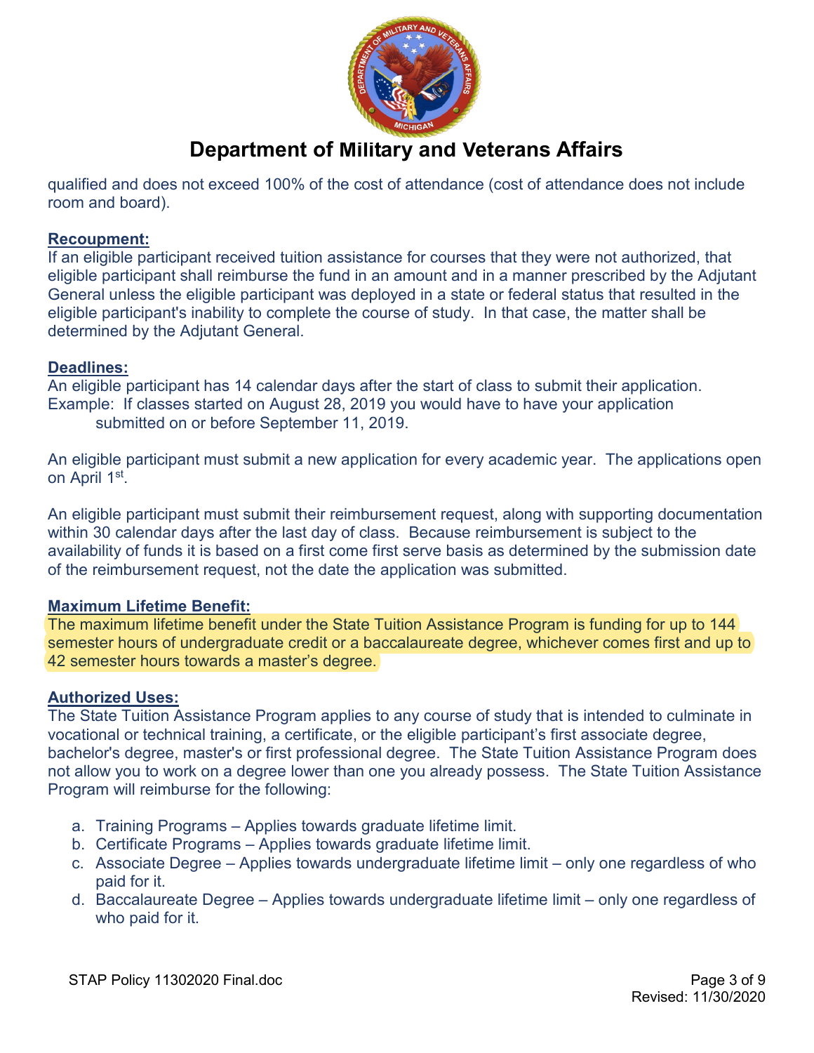qualified and does not exceed 100% of the cost of attendance (cost of attendance does not include room and board).

**Recoupment:**
If an eligible participant received tuition assistance for courses that they were not authorized, that eligible participant shall reimburse the fund in an amount and in a manner prescribed by the Adjutant General unless the eligible participant was deployed in a state or federal status that resulted in the eligible participant's inability to complete the course of study. In that case, the matter shall be determined by the Adjutant General.

**Deadlines:**
An eligible participant has 14 calendar days after the start of class to submit their application.
Example: If classes started on August 28, 2019 you would have to have your application submitted on or before September 11, 2019.

An eligible participant must submit a new application for every academic year. The applications open on April 1st.

An eligible participant must submit their reimbursement request, along with supporting documentation within 30 calendar days after the last day of class. Because reimbursement is subject to the availability of funds it is based on a first come first serve basis as determined by the submission date of the reimbursement request, not the date the application was submitted.

**Maximum Lifetime Benefit:**
The maximum lifetime benefit under the State Tuition Assistance Program is funding for up to 144 semester hours of undergraduate credit or a baccalaureate degree, whichever comes first and up to 42 semester hours towards a master's degree.

**Authorized Uses:**
The State Tuition Assistance Program applies to any course of study that is intended to culminate in vocational or technical training, a certificate, or the eligible participant's first associate degree, bachelor's degree, master's or first professional degree. The State Tuition Assistance Program does not allow you to work on a degree lower than one you already possess. The State Tuition Assistance Program will reimburse for the following:

a. Training Programs – Applies towards graduate lifetime limit.
b. Certificate Programs – Applies towards graduate lifetime limit.
c. Associate Degree – Applies towards undergraduate lifetime limit – only one regardless of who paid for it.
d. Baccalaureate Degree – Applies towards undergraduate lifetime limit – only one regardless of who paid for it.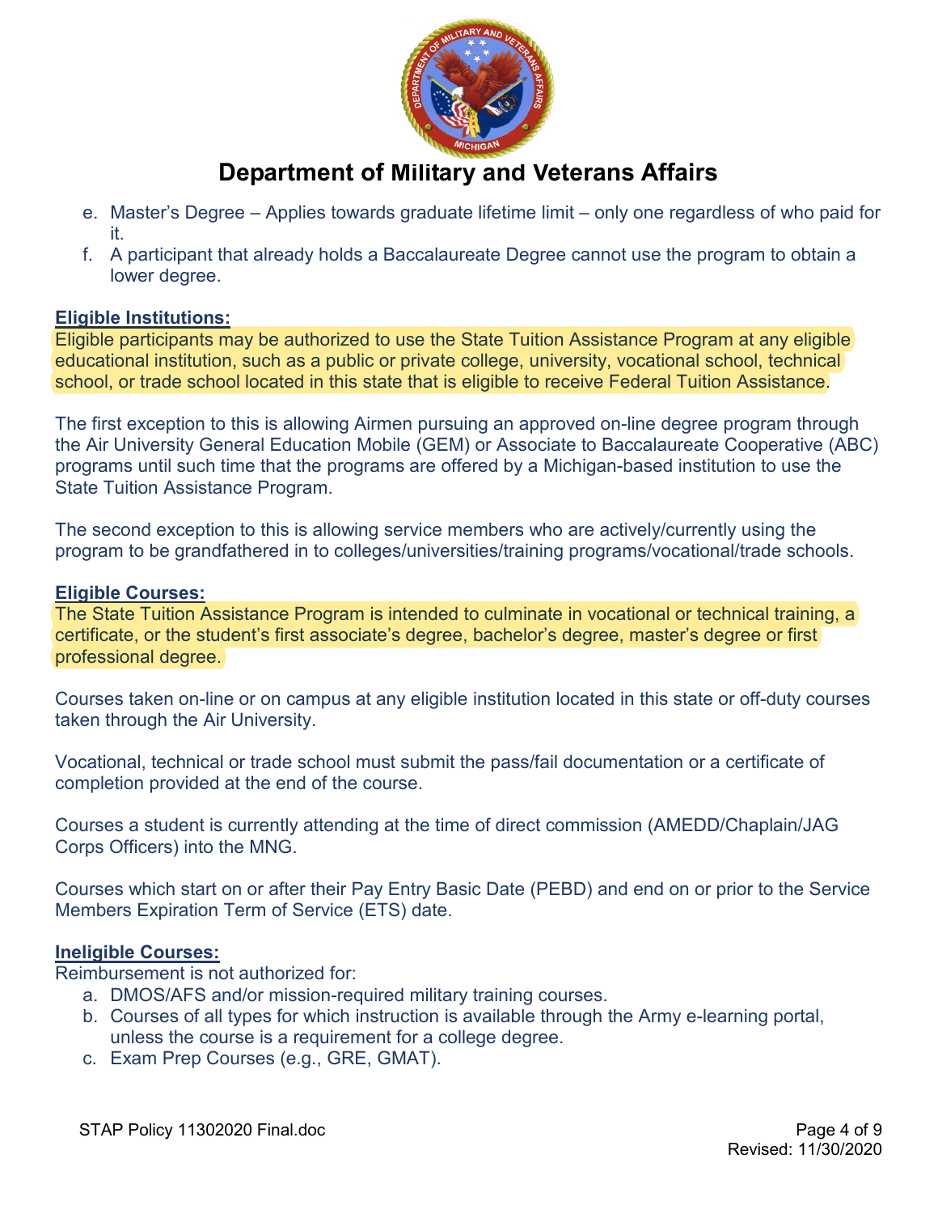# Department of Military and Veterans Affairs

e. Master's Degree – Applies towards graduate lifetime limit – only one regardless of who paid for it.
f. A participant that already holds a Baccalaureate Degree cannot use the program to obtain a lower degree.

**Eligible Institutions:**

Eligible participants may be authorized to use the State Tuition Assistance Program at any eligible educational institution, such as a public or private college, university, vocational school, technical school, or trade school located in this state that is eligible to receive Federal Tuition Assistance.

The first exception to this is allowing Airmen pursuing an approved on-line degree program through the Air University General Education Mobile (GEM) or Associate to Baccalaureate Cooperative (ABC) programs until such time that the programs are offered by a Michigan-based institution to use the State Tuition Assistance Program.

The second exception to this is allowing service members who are actively/currently using the program to be grandfathered in to colleges/universities/training programs/vocational/trade schools.

**Eligible Courses:**

The State Tuition Assistance Program is intended to culminate in vocational or technical training, a certificate, or the student's first associate's degree, bachelor's degree, master's degree or first professional degree.

Courses taken on-line or on campus at any eligible institution located in this state or off-duty courses taken through the Air University.

Vocational, technical or trade school must submit the pass/fail documentation or a certificate of completion provided at the end of the course.

Courses a student is currently attending at the time of direct commission (AMEDD/Chaplain/JAG Corps Officers) into the MNG.

Courses which start on or after their Pay Entry Basic Date (PEBD) and end on or prior to the Service Members Expiration Term of Service (ETS) date.

**Ineligible Courses:**

Reimbursement is not authorized for:

a. DMOS/AFS and/or mission-required military training courses.
b. Courses of all types for which instruction is available through the Army e-learning portal, unless the course is a requirement for a college degree.
c. Exam Prep Courses (e.g., GRE, GMAT).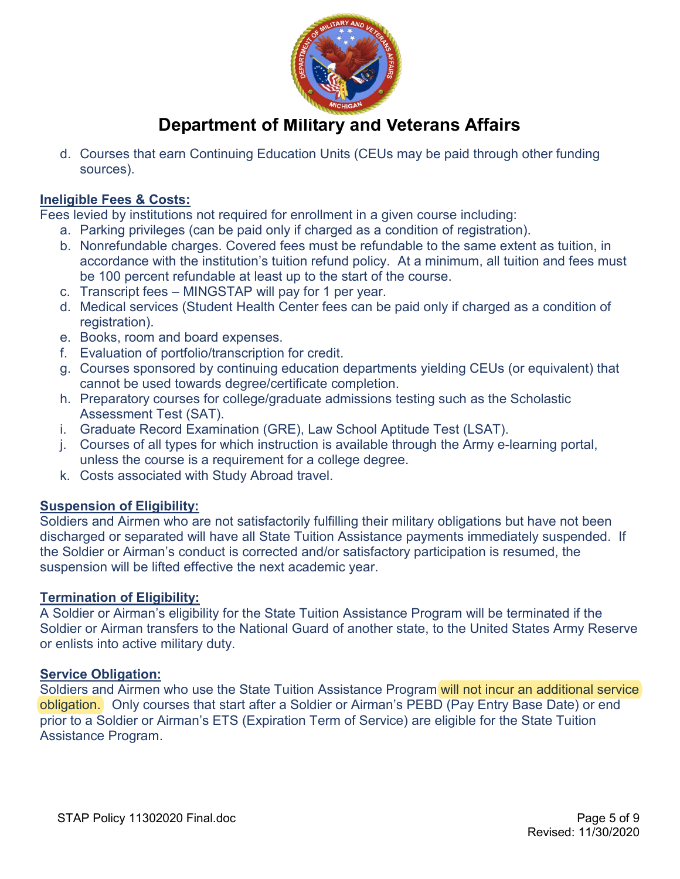# Department of Military and Veterans Affairs

d. Courses that earn Continuing Education Units (CEUs may be paid through other funding sources).

**Ineligible Fees & Costs:**

Fees levied by institutions not required for enrollment in a given course including:

a. Parking privileges (can be paid only if charged as a condition of registration).
b. Nonrefundable charges. Covered fees must be refundable to the same extent as tuition, in accordance with the institution's tuition refund policy. At a minimum, all tuition and fees must be 100 percent refundable at least up to the start of the course.
c. Transcript fees – MINGSTAP will pay for 1 per year.
d. Medical services (Student Health Center fees can be paid only if charged as a condition of registration).
e. Books, room and board expenses.
f. Evaluation of portfolio/transcription for credit.
g. Courses sponsored by continuing education departments yielding CEUs (or equivalent) that cannot be used towards degree/certificate completion.
h. Preparatory courses for college/graduate admissions testing such as the Scholastic Assessment Test (SAT).
i. Graduate Record Examination (GRE), Law School Aptitude Test (LSAT).
j. Courses of all types for which instruction is available through the Army e-learning portal, unless the course is a requirement for a college degree.
k. Costs associated with Study Abroad travel.

**Suspension of Eligibility:**

Soldiers and Airmen who are not satisfactorily fulfilling their military obligations but have not been discharged or separated will have all State Tuition Assistance payments immediately suspended. If the Soldier or Airman's conduct is corrected and/or satisfactory participation is resumed, the suspension will be lifted effective the next academic year.

**Termination of Eligibility:**

A Soldier or Airman's eligibility for the State Tuition Assistance Program will be terminated if the Soldier or Airman transfers to the National Guard of another state, to the United States Army Reserve or enlists into active military duty.

**Service Obligation:**

Soldiers and Airmen who use the State Tuition Assistance Program will not incur an additional service obligation. Only courses that start after a Soldier or Airman's PEBD (Pay Entry Base Date) or end prior to a Soldier or Airman's ETS (Expiration Term of Service) are eligible for the State Tuition Assistance Program.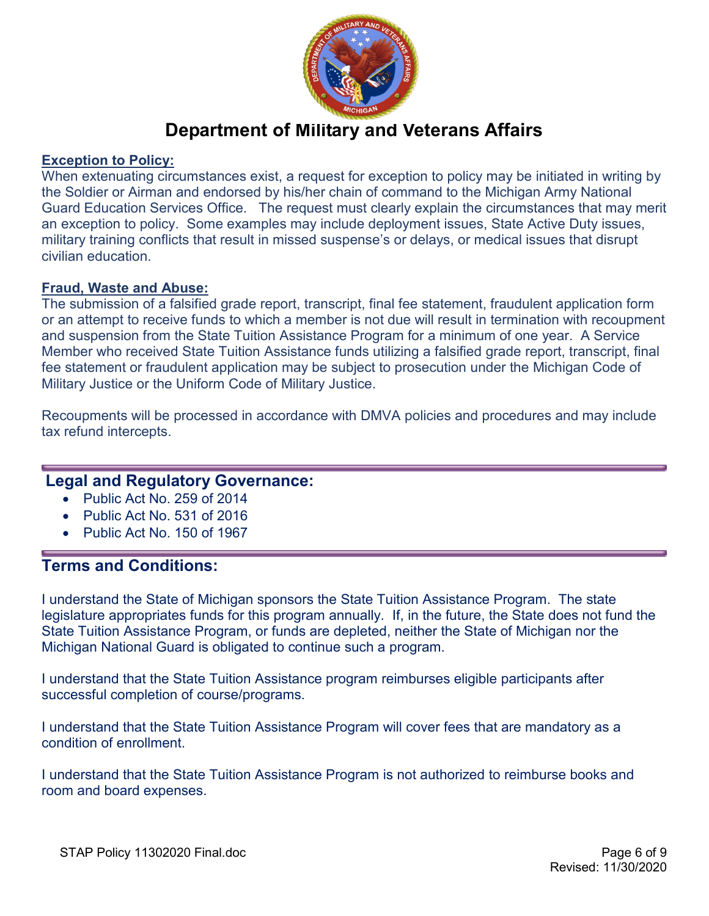# Department of Military and Veterans Affairs

**Exception to Policy:**
When extenuating circumstances exist, a request for exception to policy may be initiated in writing by the Soldier or Airman and endorsed by his/her chain of command to the Michigan Army National Guard Education Services Office. The request must clearly explain the circumstances that may merit an exception to policy. Some examples may include deployment issues, State Active Duty issues, military training conflicts that result in missed suspense's or delays, or medical issues that disrupt civilian education.

**Fraud, Waste and Abuse:**
The submission of a falsified grade report, transcript, final fee statement, fraudulent application form or an attempt to receive funds to which a member is not due will result in termination with recoupment and suspension from the State Tuition Assistance Program for a minimum of one year. A Service Member who received State Tuition Assistance funds utilizing a falsified grade report, transcript, final fee statement or fraudulent application may be subject to prosecution under the Michigan Code of Military Justice or the Uniform Code of Military Justice.

Recoupments will be processed in accordance with DMVA policies and procedures and may include tax refund intercepts.

## Legal and Regulatory Governance:

- Public Act No. 259 of 2014
- Public Act No. 531 of 2016
- Public Act No. 150 of 1967

## Terms and Conditions:

I understand the State of Michigan sponsors the State Tuition Assistance Program. The state legislature appropriates funds for this program annually. If, in the future, the State does not fund the State Tuition Assistance Program, or funds are depleted, neither the State of Michigan nor the Michigan National Guard is obligated to continue such a program.

I understand that the State Tuition Assistance program reimburses eligible participants after successful completion of course/programs.

I understand that the State Tuition Assistance Program will cover fees that are mandatory as a condition of enrollment.

I understand that the State Tuition Assistance Program is not authorized to reimburse books and room and board expenses.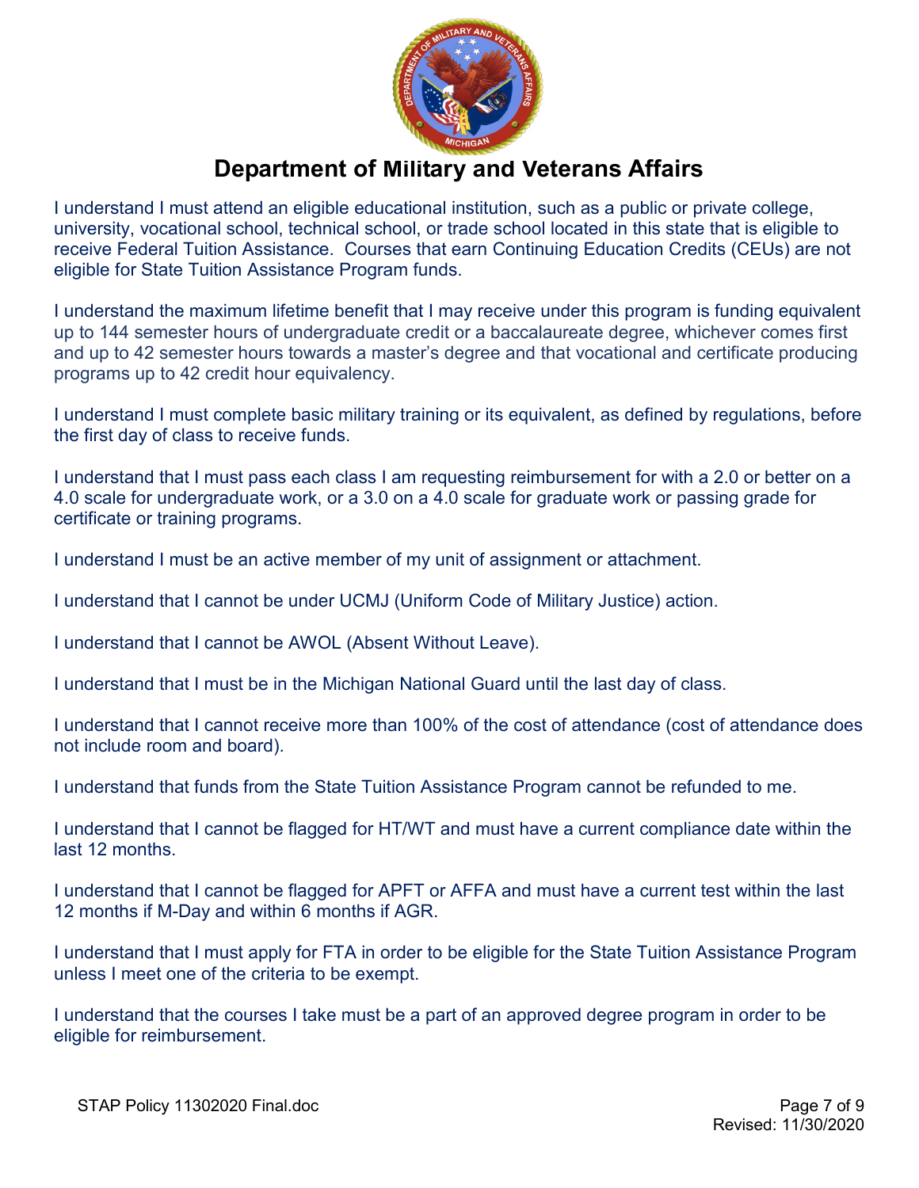# Department of Military and Veterans Affairs

I understand I must attend an eligible educational institution, such as a public or private college, university, vocational school, technical school, or trade school located in this state that is eligible to receive Federal Tuition Assistance. Courses that earn Continuing Education Credits (CEUs) are not eligible for State Tuition Assistance Program funds.

I understand the maximum lifetime benefit that I may receive under this program is funding equivalent up to 144 semester hours of undergraduate credit or a baccalaureate degree, whichever comes first and up to 42 semester hours towards a master's degree and that vocational and certificate producing programs up to 42 credit hour equivalency.

I understand I must complete basic military training or its equivalent, as defined by regulations, before the first day of class to receive funds.

I understand that I must pass each class I am requesting reimbursement for with a 2.0 or better on a 4.0 scale for undergraduate work, or a 3.0 on a 4.0 scale for graduate work or passing grade for certificate or training programs.

I understand I must be an active member of my unit of assignment or attachment.

I understand that I cannot be under UCMJ (Uniform Code of Military Justice) action.

I understand that I cannot be AWOL (Absent Without Leave).

I understand that I must be in the Michigan National Guard until the last day of class.

I understand that I cannot receive more than 100% of the cost of attendance (cost of attendance does not include room and board).

I understand that funds from the State Tuition Assistance Program cannot be refunded to me.

I understand that I cannot be flagged for HT/WT and must have a current compliance date within the last 12 months.

I understand that I cannot be flagged for APFT or AFFA and must have a current test within the last 12 months if M-Day and within 6 months if AGR.

I understand that I must apply for FTA in order to be eligible for the State Tuition Assistance Program unless I meet one of the criteria to be exempt.

I understand that the courses I take must be a part of an approved degree program in order to be eligible for reimbursement.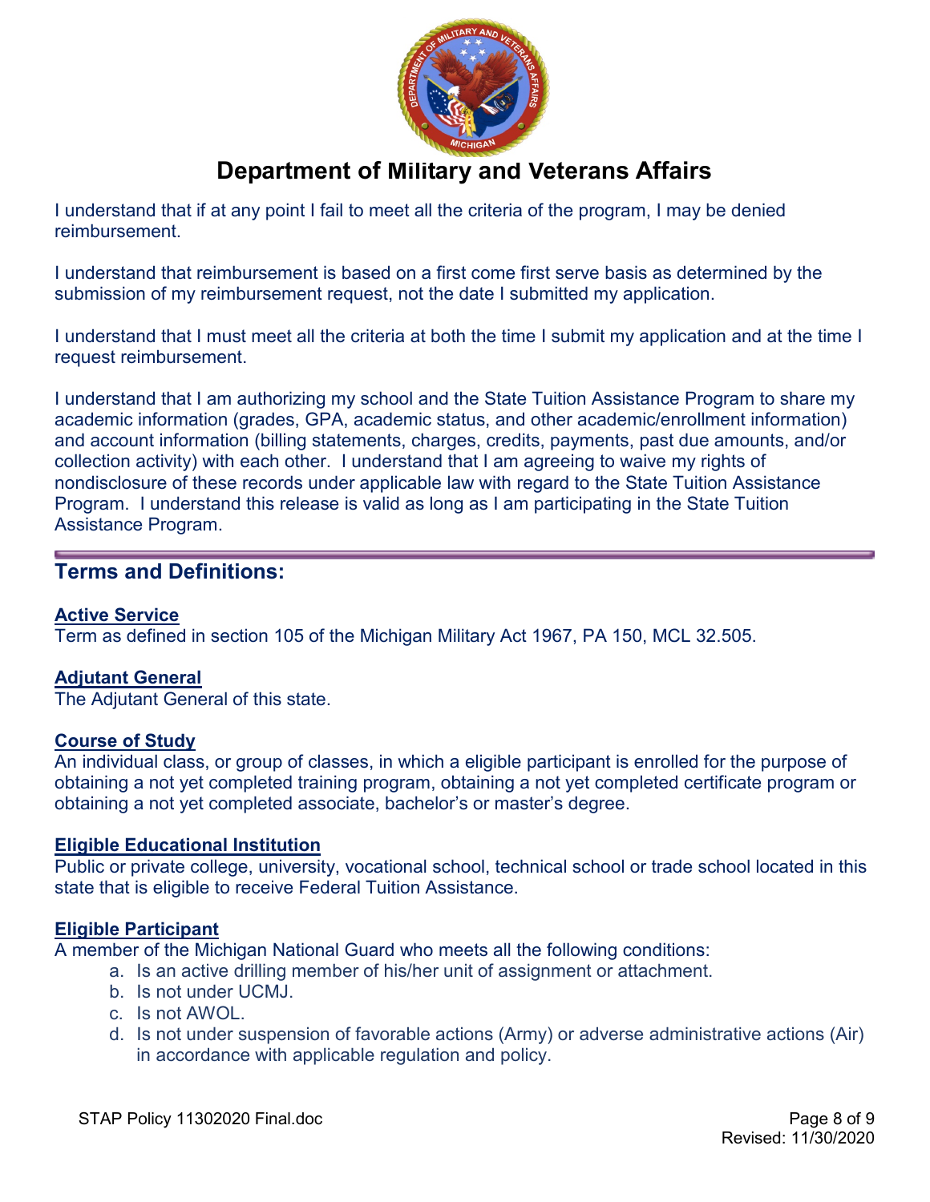# Department of Military and Veterans Affairs

I understand that if at any point I fail to meet all the criteria of the program, I may be denied reimbursement.

I understand that reimbursement is based on a first come first serve basis as determined by the submission of my reimbursement request, not the date I submitted my application.

I understand that I must meet all the criteria at both the time I submit my application and at the time I request reimbursement.

I understand that I am authorizing my school and the State Tuition Assistance Program to share my academic information (grades, GPA, academic status, and other academic/enrollment information) and account information (billing statements, charges, credits, payments, past due amounts, and/or collection activity) with each other. I understand that I am agreeing to waive my rights of nondisclosure of these records under applicable law with regard to the State Tuition Assistance Program. I understand this release is valid as long as I am participating in the State Tuition Assistance Program.

---

## Terms and Definitions:

**Active Service**
Term as defined in section 105 of the Michigan Military Act 1967, PA 150, MCL 32.505.

**Adjutant General**
The Adjutant General of this state.

**Course of Study**
An individual class, or group of classes, in which a eligible participant is enrolled for the purpose of obtaining a not yet completed training program, obtaining a not yet completed certificate program or obtaining a not yet completed associate, bachelor's or master's degree.

**Eligible Educational Institution**
Public or private college, university, vocational school, technical school or trade school located in this state that is eligible to receive Federal Tuition Assistance.

**Eligible Participant**
A member of the Michigan National Guard who meets all the following conditions:

a. Is an active drilling member of his/her unit of assignment or attachment.
b. Is not under UCMJ.
c. Is not AWOL.
d. Is not under suspension of favorable actions (Army) or adverse administrative actions (Air) in accordance with applicable regulation and policy.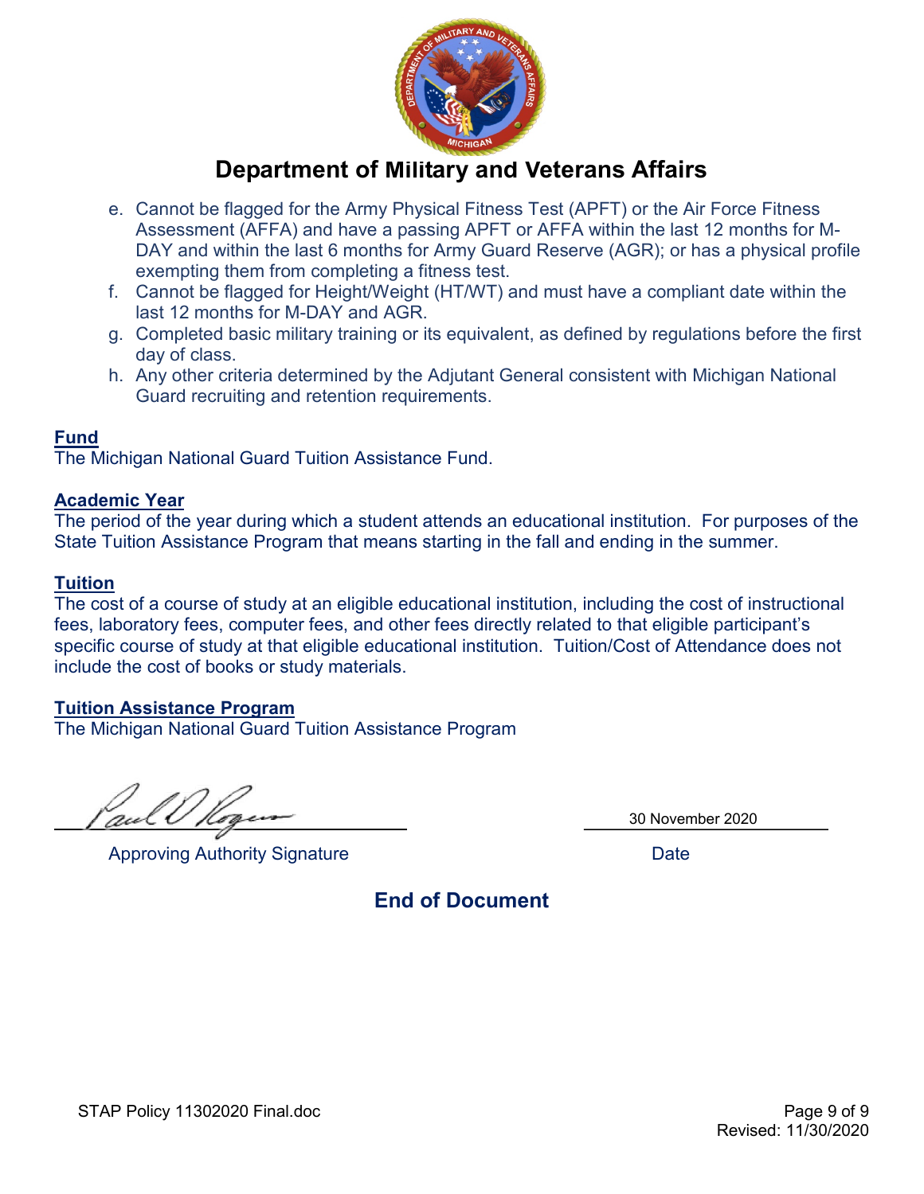## Department of Military and Veterans Affairs

e. Cannot be flagged for the Army Physical Fitness Test (APFT) or the Air Force Fitness Assessment (AFFA) and have a passing APFT or AFFA within the last 12 months for M-DAY and within the last 6 months for Army Guard Reserve (AGR); or has a physical profile exempting them from completing a fitness test.
f. Cannot be flagged for Height/Weight (HT/WT) and must have a compliant date within the last 12 months for M-DAY and AGR.
g. Completed basic military training or its equivalent, as defined by regulations before the first day of class.
h. Any other criteria determined by the Adjutant General consistent with Michigan National Guard recruiting and retention requirements.

**Fund**

The Michigan National Guard Tuition Assistance Fund.

**Academic Year**

The period of the year during which a student attends an educational institution. For purposes of the State Tuition Assistance Program that means starting in the fall and ending in the summer.

**Tuition**

The cost of a course of study at an eligible educational institution, including the cost of instructional fees, laboratory fees, computer fees, and other fees directly related to that eligible participant's specific course of study at that eligible educational institution. Tuition/Cost of Attendance does not include the cost of books or study materials.

**Tuition Assistance Program**

The Michigan National Guard Tuition Assistance Program

Paul D Rogers — Approving Authority Signature

30 November 2020 — Date

**End of Document**